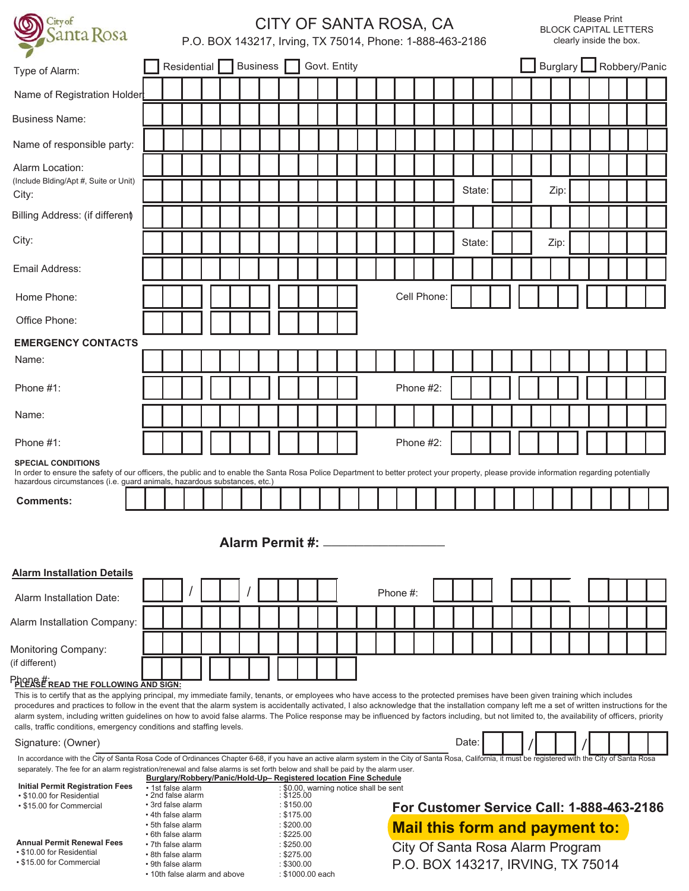City of Santa Rosa

# CITY OF SANTA ROSA, CA

P.O. BOX 143217, Irving, TX 75014, Phone: 1-888-463-2186

Please Print BLOCK CAPITAL LETTERS clearly inside the box.

Type of Alarm: ☐ Residential ☐ Business ☐ Govt. Entity ☐ Burglary ☐ Robbery/Panic

Name of Registration Holder:

Business Name:

Name of responsible party:

Alarm Location: (Include Blding/Apt #, Suite or Unit)

City: State: Zip:

Billing Address: (if different)

City: State: Zip:

Email Address:

Home Phone: Cell Phone:

Office Phone:

**EMERGENCY CONTACTS**

Name:

Phone #1: Phone #2:

Name:

Phone #1: Phone #2:

**SPECIAL CONDITIONS**

In order to ensure the safety of our officers, the public and to enable the Santa Rosa Police Department to better protect your property, please provide information regarding potentially hazardous circumstances (i.e. guard animals, hazardous substances, etc.)

**Comments:**

**Alarm Permit #:** ____________________

**Alarm Installation Details**

Alarm Installation Date: / / Phone #:

Alarm Installation Company:

Monitoring Company: (if different)

Phone #:

**PLEASE READ THE FOLLOWING AND SIGN:**

This is to certify that as the applying principal, my immediate family, tenants, or employees who have access to the protected premises have been given training which includes procedures and practices to follow in the event that the alarm system is accidentally activated, I also acknowledge that the installation company left me a set of written instructions for the alarm system, including written guidelines on how to avoid false alarms. The Police response may be influenced by factors including, but not limited to, the availability of officers, priority calls, traffic conditions, emergency conditions and staffing levels.

Signature: (Owner) ______________________________ Date: / /

In accordance with the City of Santa Rosa Code of Ordinances Chapter 6-68, if you have an active alarm system in the City of Santa Rosa, California, it must be registered with the City of Santa Rosa separately. The fee for an alarm registration/renewal and false alarms is set forth below and shall be paid by the alarm user.

**Initial Permit Registration Fees**
- $10.00 for Residential
- $15.00 for Commercial

**Annual Permit Renewal Fees**
- $10.00 for Residential
- $15.00 for Commercial

**Burglary/Robbery/Panic/Hold-Up– Registered location Fine Schedule**

| False alarm | Fine |
|---|---|
| 1st false alarm | $0.00, warning notice shall be sent |
| 2nd false alarm | $125.00 |
| 3rd false alarm | $150.00 |
| 4th false alarm | $175.00 |
| 5th false alarm | $200.00 |
| 6th false alarm | $225.00 |
| 7th false alarm | $250.00 |
| 8th false alarm | $275.00 |
| 9th false alarm | $300.00 |
| 10th false alarm and above | $1000.00 each |

**For Customer Service Call: 1-888-463-2186**

**Mail this form and payment to:**

City Of Santa Rosa Alarm Program
P.O. BOX 143217, IRVING, TX 75014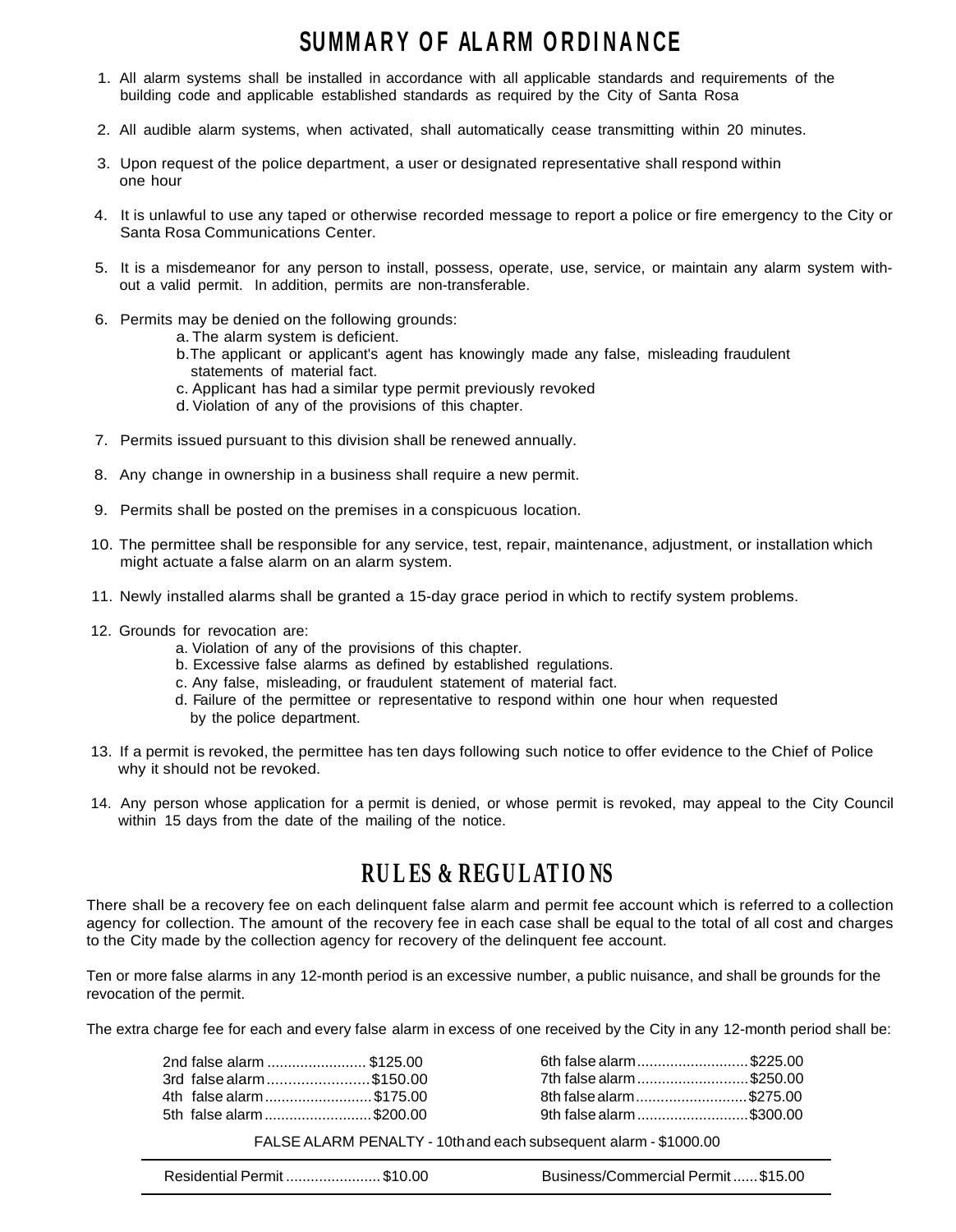# SUMMARY OF ALARM ORDINANCE

1. All alarm systems shall be installed in accordance with all applicable standards and requirements of the building code and applicable established standards as required by the City of Santa Rosa
2. All audible alarm systems, when activated, shall automatically cease transmitting within 20 minutes.
3. Upon request of the police department, a user or designated representative shall respond within one hour
4. It is unlawful to use any taped or otherwise recorded message to report a police or fire emergency to the City or Santa Rosa Communications Center.
5. It is a misdemeanor for any person to install, possess, operate, use, service, or maintain any alarm system without a valid permit. In addition, permits are non-transferable.
6. Permits may be denied on the following grounds:
   a. The alarm system is deficient.
   b. The applicant or applicant's agent has knowingly made any false, misleading fraudulent statements of material fact.
   c. Applicant has had a similar type permit previously revoked
   d. Violation of any of the provisions of this chapter.
7. Permits issued pursuant to this division shall be renewed annually.
8. Any change in ownership in a business shall require a new permit.
9. Permits shall be posted on the premises in a conspicuous location.
10. The permittee shall be responsible for any service, test, repair, maintenance, adjustment, or installation which might actuate a false alarm on an alarm system.
11. Newly installed alarms shall be granted a 15-day grace period in which to rectify system problems.
12. Grounds for revocation are:
    a. Violation of any of the provisions of this chapter.
    b. Excessive false alarms as defined by established regulations.
    c. Any false, misleading, or fraudulent statement of material fact.
    d. Failure of the permittee or representative to respond within one hour when requested by the police department.
13. If a permit is revoked, the permittee has ten days following such notice to offer evidence to the Chief of Police why it should not be revoked.
14. Any person whose application for a permit is denied, or whose permit is revoked, may appeal to the City Council within 15 days from the date of the mailing of the notice.

# RULES & REGULATIONS

There shall be a recovery fee on each delinquent false alarm and permit fee account which is referred to a collection agency for collection. The amount of the recovery fee in each case shall be equal to the total of all cost and charges to the City made by the collection agency for recovery of the delinquent fee account.

Ten or more false alarms in any 12-month period is an excessive number, a public nuisance, and shall be grounds for the revocation of the permit.

The extra charge fee for each and every false alarm in excess of one received by the City in any 12-month period shall be:

| | | | |
|---|---|---|---|
| 2nd false alarm | $125.00 | 6th false alarm | $225.00 |
| 3rd false alarm | $150.00 | 7th false alarm | $250.00 |
| 4th false alarm | $175.00 | 8th false alarm | $275.00 |
| 5th false alarm | $200.00 | 9th false alarm | $300.00 |

FALSE ALARM PENALTY - 10th and each subsequent alarm - $1000.00

| | | | |
|---|---|---|---|
| Residential Permit | $10.00 | Business/Commercial Permit | $15.00 |